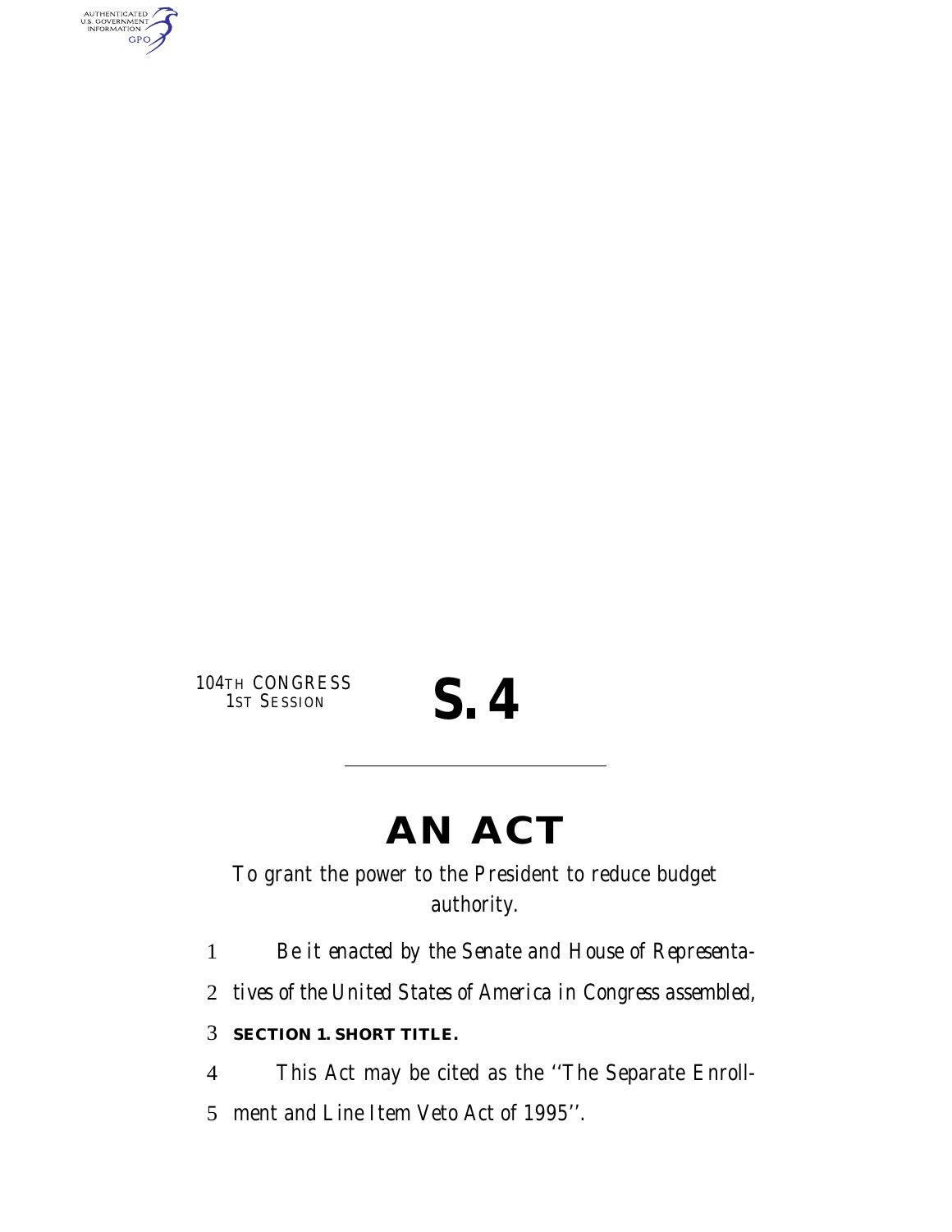104TH CONGRESS
1ST SESSION

# S. 4

# AN ACT

To grant the power to the President to reduce budget authority.

*Be it enacted by the Senate and House of Representatives of the United States of America in Congress assembled,*

## SECTION 1. SHORT TITLE.

This Act may be cited as the ''The Separate Enrollment and Line Item Veto Act of 1995''.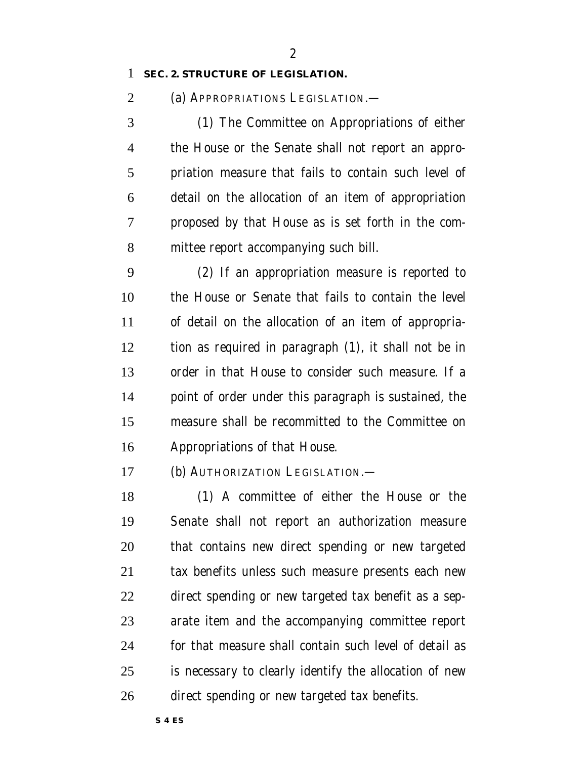**SEC. 2. STRUCTURE OF LEGISLATION.**

(a) APPROPRIATIONS LEGISLATION.—

(1) The Committee on Appropriations of either the House or the Senate shall not report an appropriation measure that fails to contain such level of detail on the allocation of an item of appropriation proposed by that House as is set forth in the committee report accompanying such bill.

(2) If an appropriation measure is reported to the House or Senate that fails to contain the level of detail on the allocation of an item of appropriation as required in paragraph (1), it shall not be in order in that House to consider such measure. If a point of order under this paragraph is sustained, the measure shall be recommitted to the Committee on Appropriations of that House.

(b) AUTHORIZATION LEGISLATION.—

(1) A committee of either the House or the Senate shall not report an authorization measure that contains new direct spending or new targeted tax benefits unless such measure presents each new direct spending or new targeted tax benefit as a separate item and the accompanying committee report for that measure shall contain such level of detail as is necessary to clearly identify the allocation of new direct spending or new targeted tax benefits.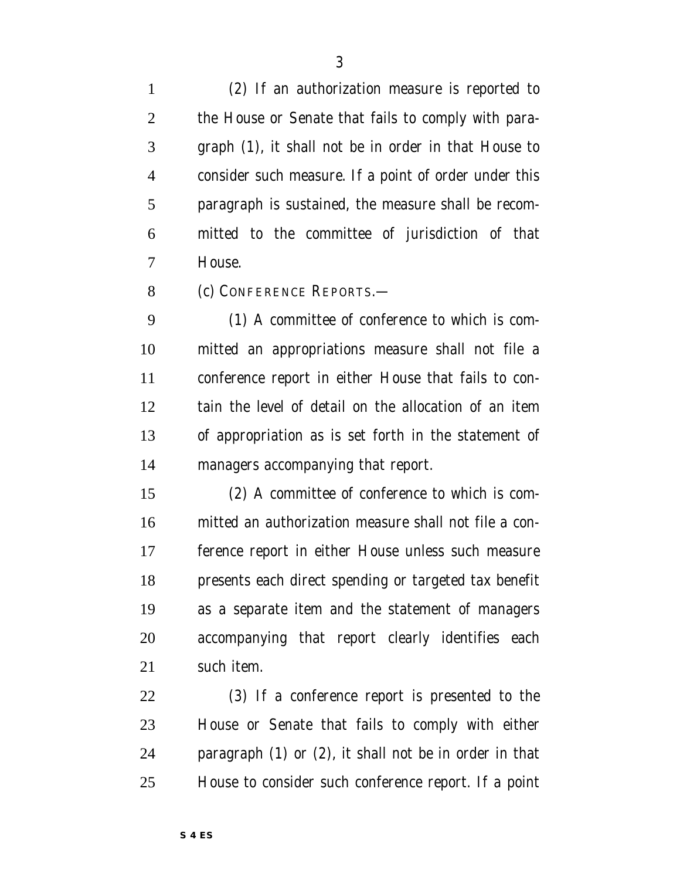(2) If an authorization measure is reported to the House or Senate that fails to comply with paragraph (1), it shall not be in order in that House to consider such measure. If a point of order under this paragraph is sustained, the measure shall be recommitted to the committee of jurisdiction of that House.

(c) CONFERENCE REPORTS.—

(1) A committee of conference to which is committed an appropriations measure shall not file a conference report in either House that fails to contain the level of detail on the allocation of an item of appropriation as is set forth in the statement of managers accompanying that report.

(2) A committee of conference to which is committed an authorization measure shall not file a conference report in either House unless such measure presents each direct spending or targeted tax benefit as a separate item and the statement of managers accompanying that report clearly identifies each such item.

(3) If a conference report is presented to the House or Senate that fails to comply with either paragraph (1) or (2), it shall not be in order in that House to consider such conference report. If a point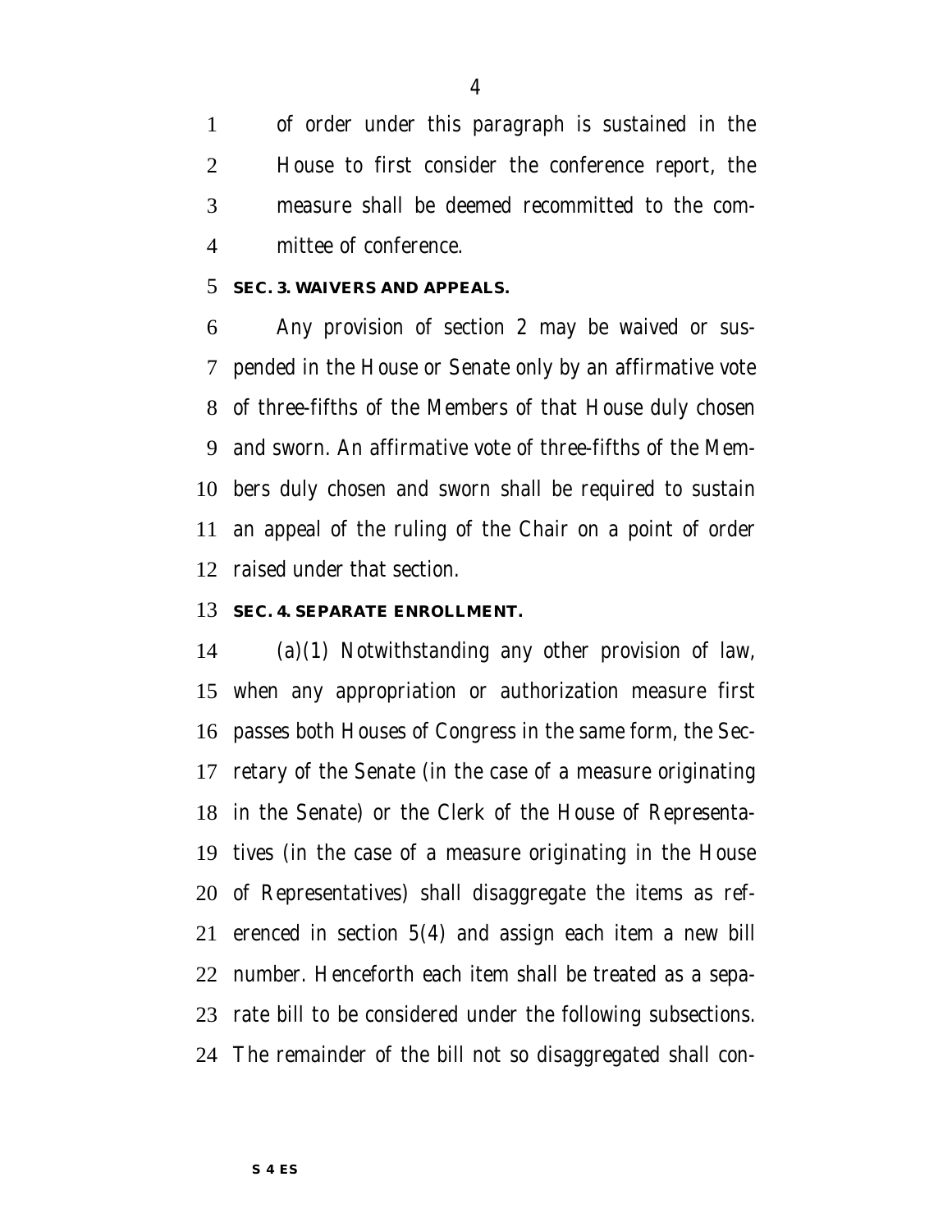of order under this paragraph is sustained in the House to first consider the conference report, the measure shall be deemed recommitted to the committee of conference.

**SEC. 3. WAIVERS AND APPEALS.**

Any provision of section 2 may be waived or suspended in the House or Senate only by an affirmative vote of three-fifths of the Members of that House duly chosen and sworn. An affirmative vote of three-fifths of the Members duly chosen and sworn shall be required to sustain an appeal of the ruling of the Chair on a point of order raised under that section.

**SEC. 4. SEPARATE ENROLLMENT.**

(a)(1) Notwithstanding any other provision of law, when any appropriation or authorization measure first passes both Houses of Congress in the same form, the Secretary of the Senate (in the case of a measure originating in the Senate) or the Clerk of the House of Representatives (in the case of a measure originating in the House of Representatives) shall disaggregate the items as referenced in section 5(4) and assign each item a new bill number. Henceforth each item shall be treated as a separate bill to be considered under the following subsections. The remainder of the bill not so disaggregated shall con-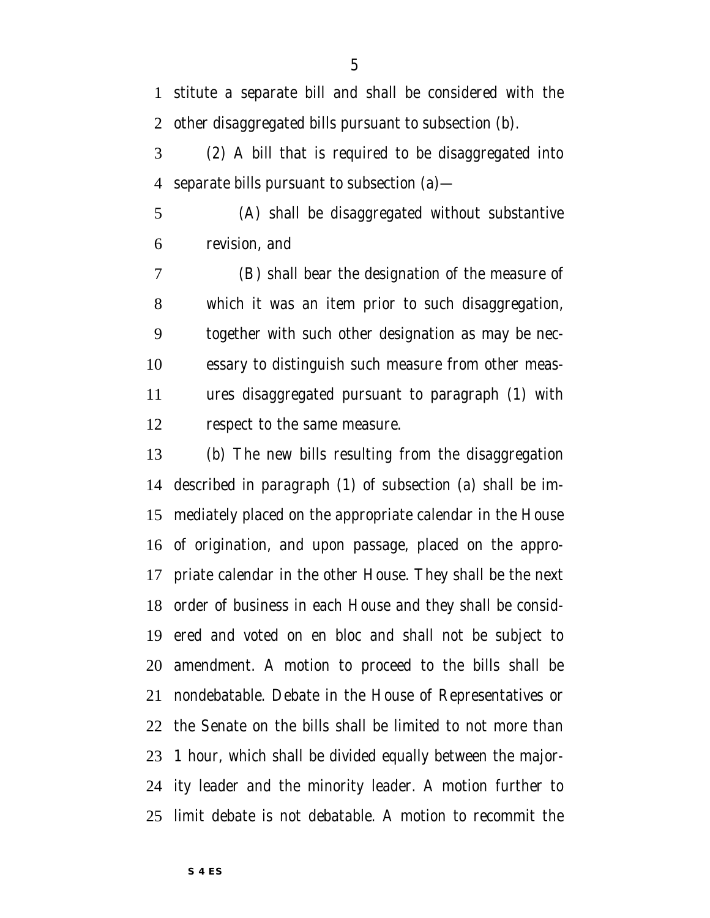stitute a separate bill and shall be considered with the other disaggregated bills pursuant to subsection (b).

(2) A bill that is required to be disaggregated into separate bills pursuant to subsection (a)—

(A) shall be disaggregated without substantive revision, and

(B) shall bear the designation of the measure of which it was an item prior to such disaggregation, together with such other designation as may be necessary to distinguish such measure from other measures disaggregated pursuant to paragraph (1) with respect to the same measure.

(b) The new bills resulting from the disaggregation described in paragraph (1) of subsection (a) shall be immediately placed on the appropriate calendar in the House of origination, and upon passage, placed on the appropriate calendar in the other House. They shall be the next order of business in each House and they shall be considered and voted on en bloc and shall not be subject to amendment. A motion to proceed to the bills shall be nondebatable. Debate in the House of Representatives or the Senate on the bills shall be limited to not more than 1 hour, which shall be divided equally between the majority leader and the minority leader. A motion further to limit debate is not debatable. A motion to recommit the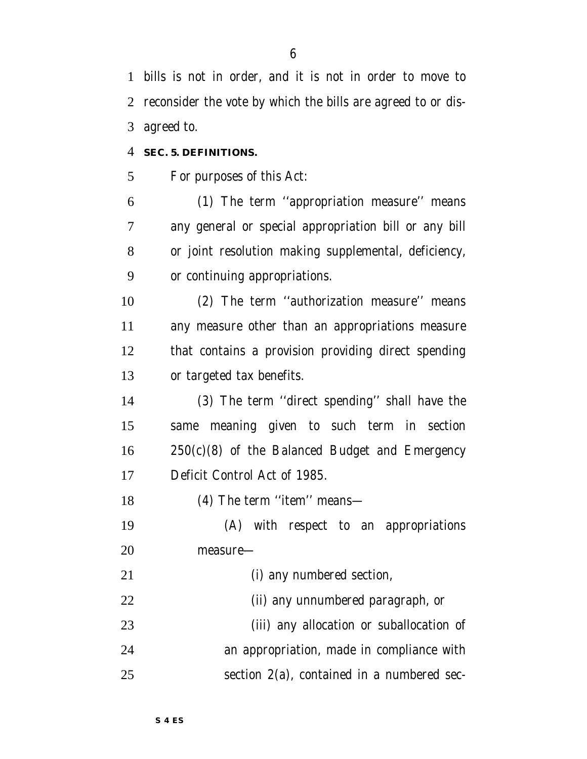bills is not in order, and it is not in order to move to reconsider the vote by which the bills are agreed to or disagreed to.

**SEC. 5. DEFINITIONS.**

For purposes of this Act:

(1) The term ''appropriation measure'' means any general or special appropriation bill or any bill or joint resolution making supplemental, deficiency, or continuing appropriations.

(2) The term ''authorization measure'' means any measure other than an appropriations measure that contains a provision providing direct spending or targeted tax benefits.

(3) The term ''direct spending'' shall have the same meaning given to such term in section 250(c)(8) of the Balanced Budget and Emergency Deficit Control Act of 1985.

(4) The term ''item'' means—

(A) with respect to an appropriations measure—

(i) any numbered section,

(ii) any unnumbered paragraph, or

(iii) any allocation or suballocation of an appropriation, made in compliance with section 2(a), contained in a numbered sec-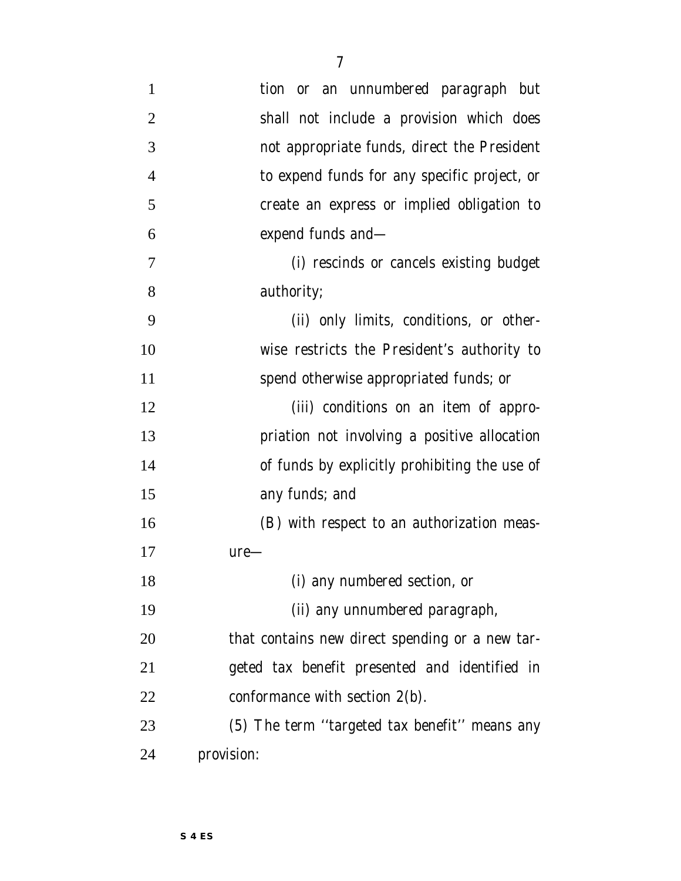tion or an unnumbered paragraph but shall not include a provision which does not appropriate funds, direct the President to expend funds for any specific project, or create an express or implied obligation to expend funds and—

(i) rescinds or cancels existing budget authority;

(ii) only limits, conditions, or otherwise restricts the President's authority to spend otherwise appropriated funds; or

(iii) conditions on an item of appropriation not involving a positive allocation of funds by explicitly prohibiting the use of any funds; and

(B) with respect to an authorization measure—

(i) any numbered section, or

(ii) any unnumbered paragraph,

that contains new direct spending or a new targeted tax benefit presented and identified in conformance with section 2(b).

(5) The term ''targeted tax benefit'' means any provision: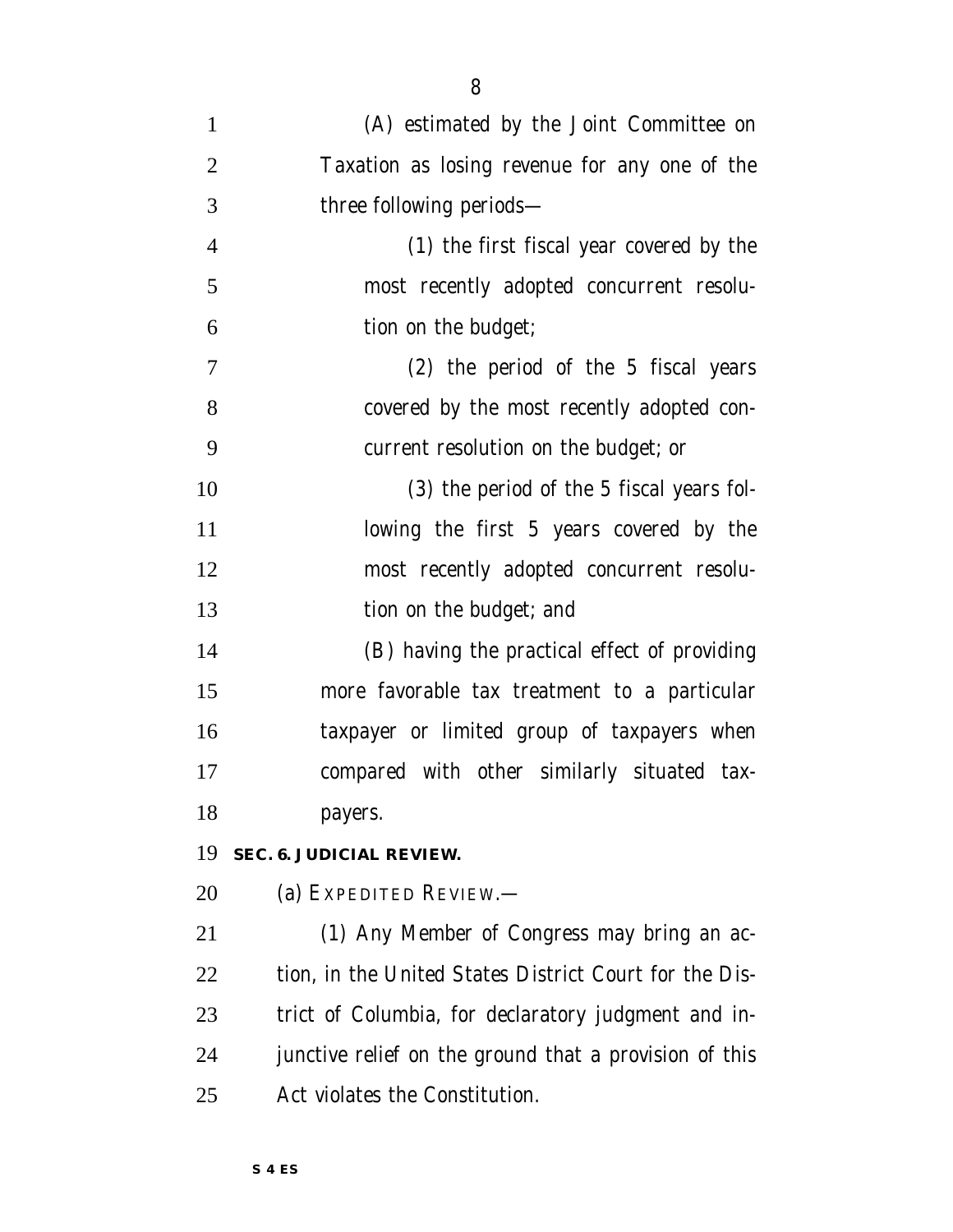(A) estimated by the Joint Committee on Taxation as losing revenue for any one of the three following periods—

(1) the first fiscal year covered by the most recently adopted concurrent resolution on the budget;

(2) the period of the 5 fiscal years covered by the most recently adopted concurrent resolution on the budget; or

(3) the period of the 5 fiscal years following the first 5 years covered by the most recently adopted concurrent resolution on the budget; and

(B) having the practical effect of providing more favorable tax treatment to a particular taxpayer or limited group of taxpayers when compared with other similarly situated taxpayers.

**SEC. 6. JUDICIAL REVIEW.**

(a) EXPEDITED REVIEW.—

(1) Any Member of Congress may bring an action, in the United States District Court for the District of Columbia, for declaratory judgment and injunctive relief on the ground that a provision of this Act violates the Constitution.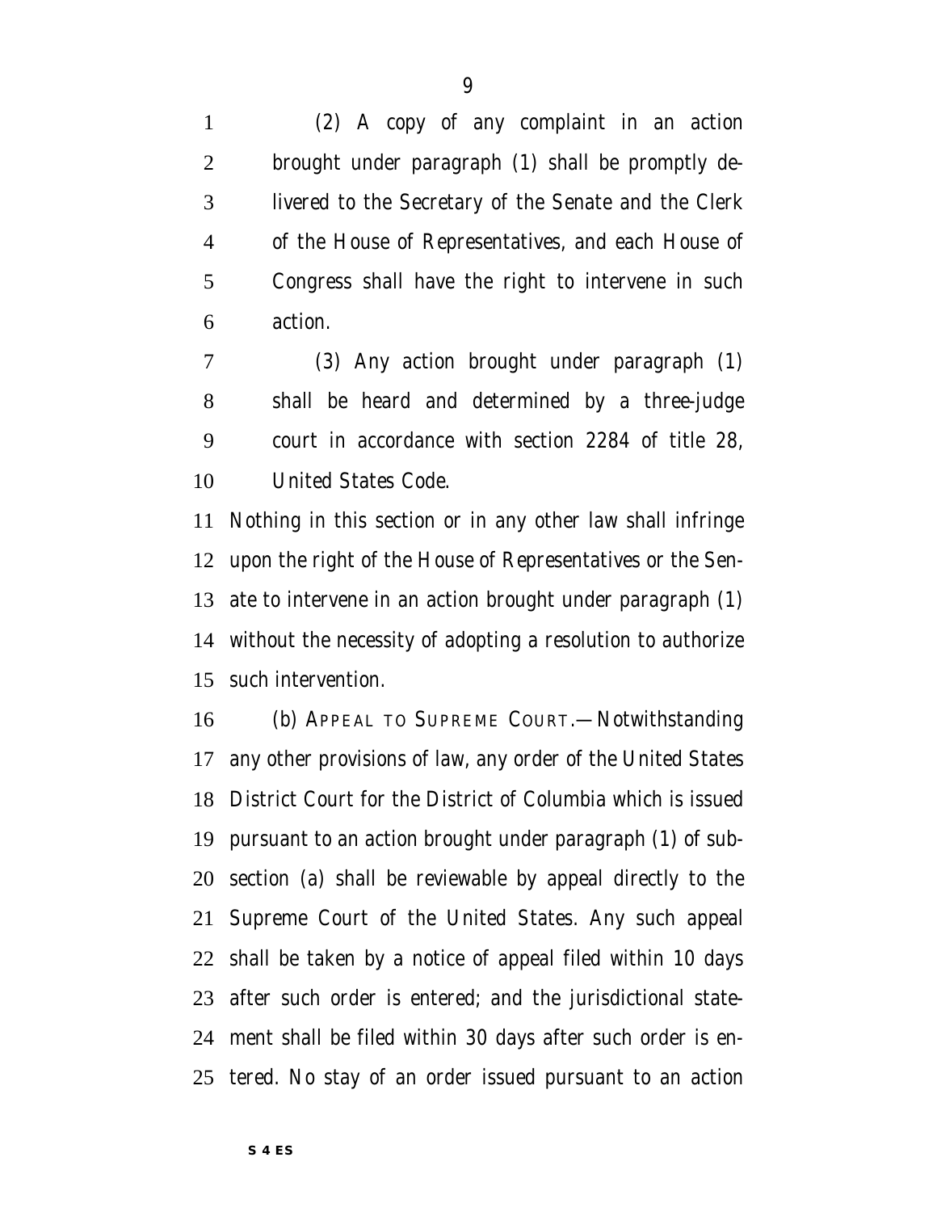(2) A copy of any complaint in an action brought under paragraph (1) shall be promptly delivered to the Secretary of the Senate and the Clerk of the House of Representatives, and each House of Congress shall have the right to intervene in such action.

(3) Any action brought under paragraph (1) shall be heard and determined by a three-judge court in accordance with section 2284 of title 28, United States Code.

Nothing in this section or in any other law shall infringe upon the right of the House of Representatives or the Senate to intervene in an action brought under paragraph (1) without the necessity of adopting a resolution to authorize such intervention.

(b) APPEAL TO SUPREME COURT.—Notwithstanding any other provisions of law, any order of the United States District Court for the District of Columbia which is issued pursuant to an action brought under paragraph (1) of subsection (a) shall be reviewable by appeal directly to the Supreme Court of the United States. Any such appeal shall be taken by a notice of appeal filed within 10 days after such order is entered; and the jurisdictional statement shall be filed within 30 days after such order is entered. No stay of an order issued pursuant to an action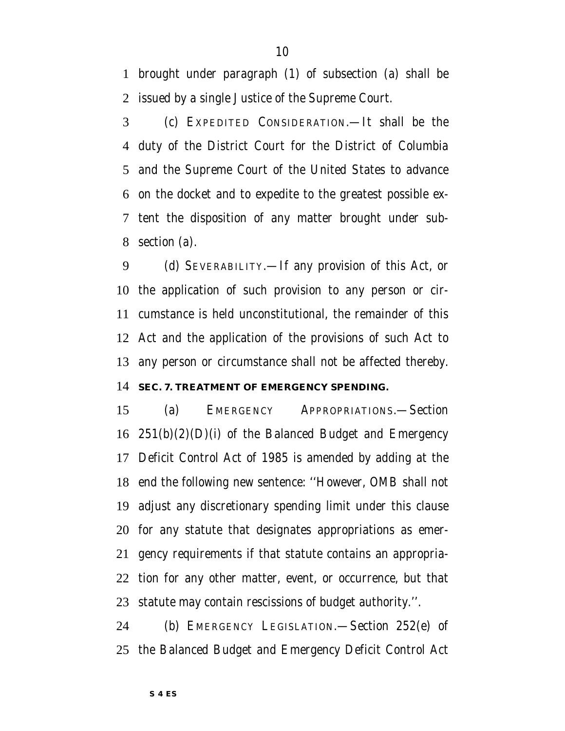brought under paragraph (1) of subsection (a) shall be issued by a single Justice of the Supreme Court.

(c) EXPEDITED CONSIDERATION.—It shall be the duty of the District Court for the District of Columbia and the Supreme Court of the United States to advance on the docket and to expedite to the greatest possible extent the disposition of any matter brought under subsection (a).

(d) SEVERABILITY.—If any provision of this Act, or the application of such provision to any person or circumstance is held unconstitutional, the remainder of this Act and the application of the provisions of such Act to any person or circumstance shall not be affected thereby.

**SEC. 7. TREATMENT OF EMERGENCY SPENDING.**

(a) EMERGENCY APPROPRIATIONS.—Section 251(b)(2)(D)(i) of the Balanced Budget and Emergency Deficit Control Act of 1985 is amended by adding at the end the following new sentence: ''However, OMB shall not adjust any discretionary spending limit under this clause for any statute that designates appropriations as emergency requirements if that statute contains an appropriation for any other matter, event, or occurrence, but that statute may contain rescissions of budget authority.''.

(b) EMERGENCY LEGISLATION.—Section 252(e) of the Balanced Budget and Emergency Deficit Control Act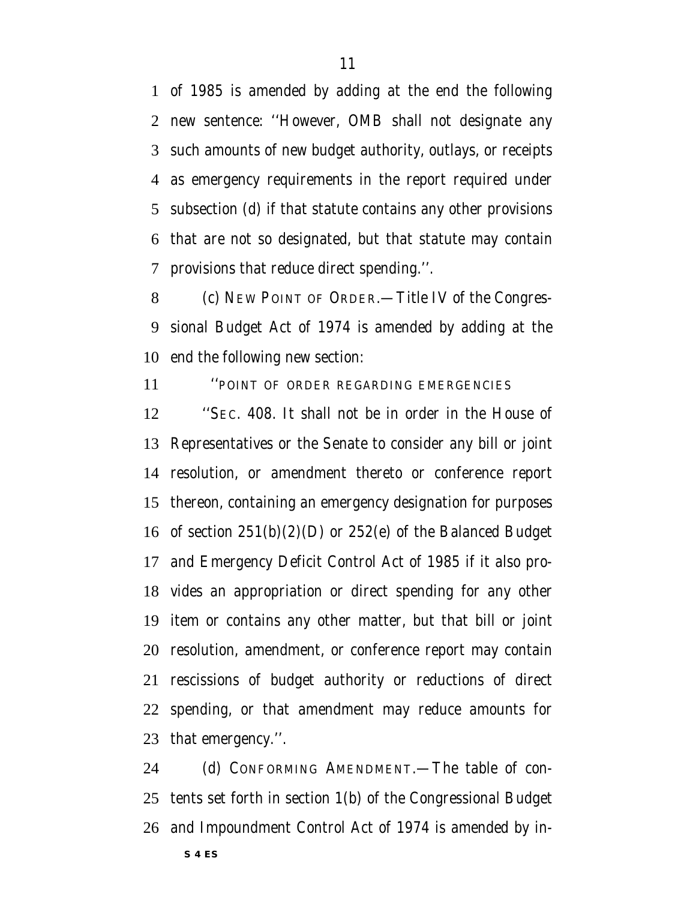of 1985 is amended by adding at the end the following new sentence: ''However, OMB shall not designate any such amounts of new budget authority, outlays, or receipts as emergency requirements in the report required under subsection (d) if that statute contains any other provisions that are not so designated, but that statute may contain provisions that reduce direct spending.''.

(c) NEW POINT OF ORDER.—Title IV of the Congressional Budget Act of 1974 is amended by adding at the end the following new section:

''POINT OF ORDER REGARDING EMERGENCIES

''SEC. 408. It shall not be in order in the House of Representatives or the Senate to consider any bill or joint resolution, or amendment thereto or conference report thereon, containing an emergency designation for purposes of section 251(b)(2)(D) or 252(e) of the Balanced Budget and Emergency Deficit Control Act of 1985 if it also provides an appropriation or direct spending for any other item or contains any other matter, but that bill or joint resolution, amendment, or conference report may contain rescissions of budget authority or reductions of direct spending, or that amendment may reduce amounts for that emergency.''.

(d) CONFORMING AMENDMENT.—The table of contents set forth in section 1(b) of the Congressional Budget and Impoundment Control Act of 1974 is amended by in-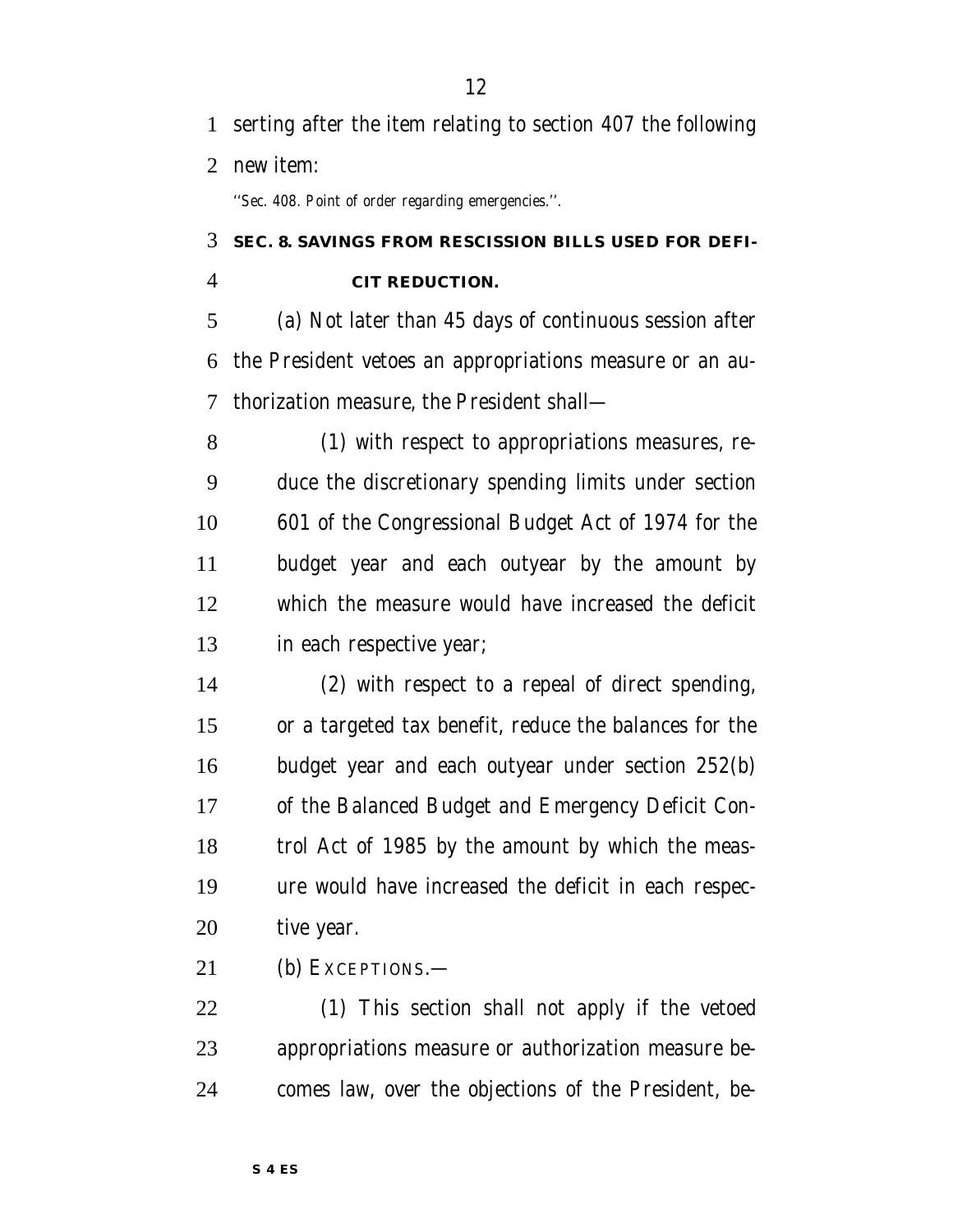serting after the item relating to section 407 the following new item:

''Sec. 408. Point of order regarding emergencies.''.

### SEC. 8. SAVINGS FROM RESCISSION BILLS USED FOR DEFICIT REDUCTION.

(a) Not later than 45 days of continuous session after the President vetoes an appropriations measure or an authorization measure, the President shall—

(1) with respect to appropriations measures, reduce the discretionary spending limits under section 601 of the Congressional Budget Act of 1974 for the budget year and each outyear by the amount by which the measure would have increased the deficit in each respective year;

(2) with respect to a repeal of direct spending, or a targeted tax benefit, reduce the balances for the budget year and each outyear under section 252(b) of the Balanced Budget and Emergency Deficit Control Act of 1985 by the amount by which the measure would have increased the deficit in each respective year.

(b) EXCEPTIONS.—

(1) This section shall not apply if the vetoed appropriations measure or authorization measure becomes law, over the objections of the President, be-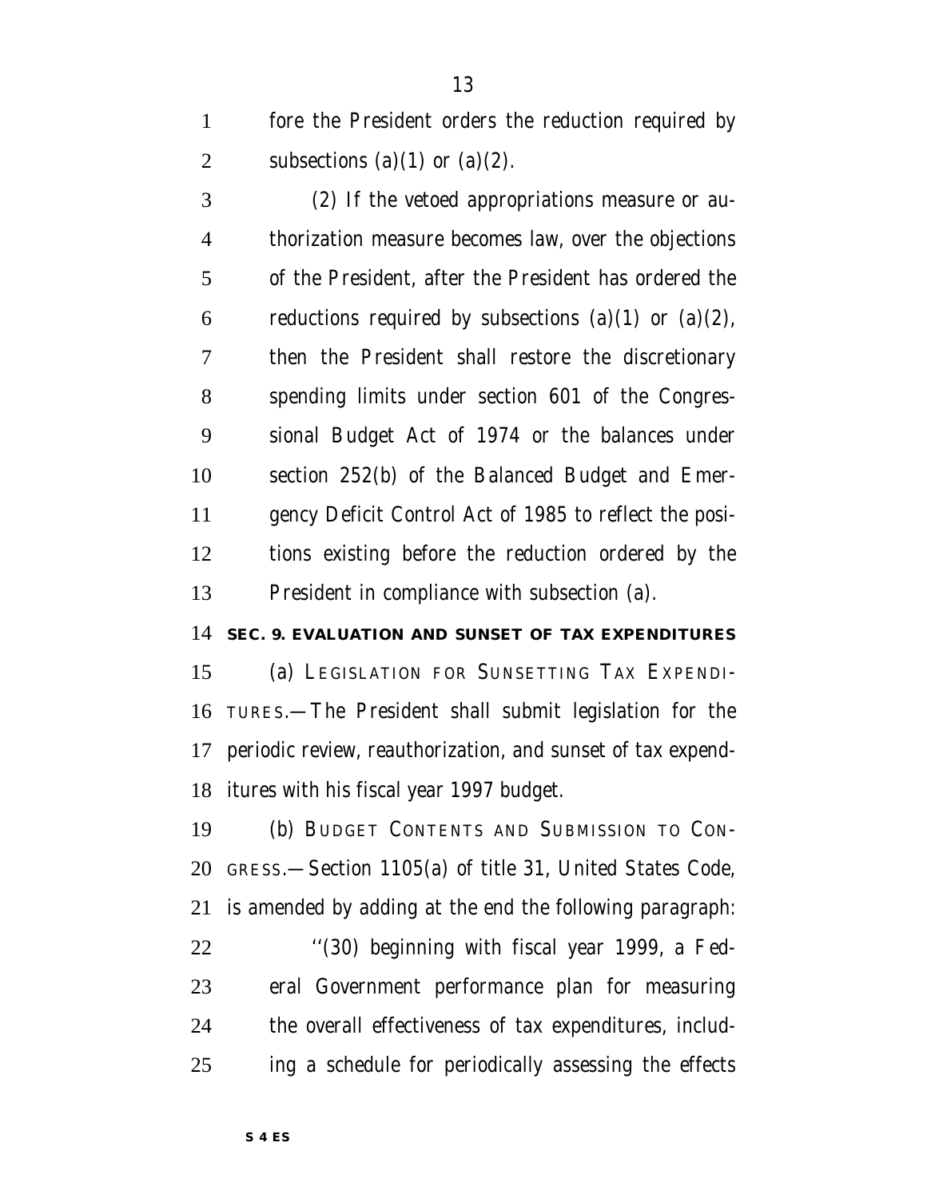fore the President orders the reduction required by subsections (a)(1) or (a)(2).

(2) If the vetoed appropriations measure or authorization measure becomes law, over the objections of the President, after the President has ordered the reductions required by subsections (a)(1) or (a)(2), then the President shall restore the discretionary spending limits under section 601 of the Congressional Budget Act of 1974 or the balances under section 252(b) of the Balanced Budget and Emergency Deficit Control Act of 1985 to reflect the positions existing before the reduction ordered by the President in compliance with subsection (a).

**SEC. 9. EVALUATION AND SUNSET OF TAX EXPENDITURES**

(a) LEGISLATION FOR SUNSETTING TAX EXPENDITURES.—The President shall submit legislation for the periodic review, reauthorization, and sunset of tax expenditures with his fiscal year 1997 budget.

(b) BUDGET CONTENTS AND SUBMISSION TO CONGRESS.—Section 1105(a) of title 31, United States Code, is amended by adding at the end the following paragraph:

''(30) beginning with fiscal year 1999, a Federal Government performance plan for measuring the overall effectiveness of tax expenditures, including a schedule for periodically assessing the effects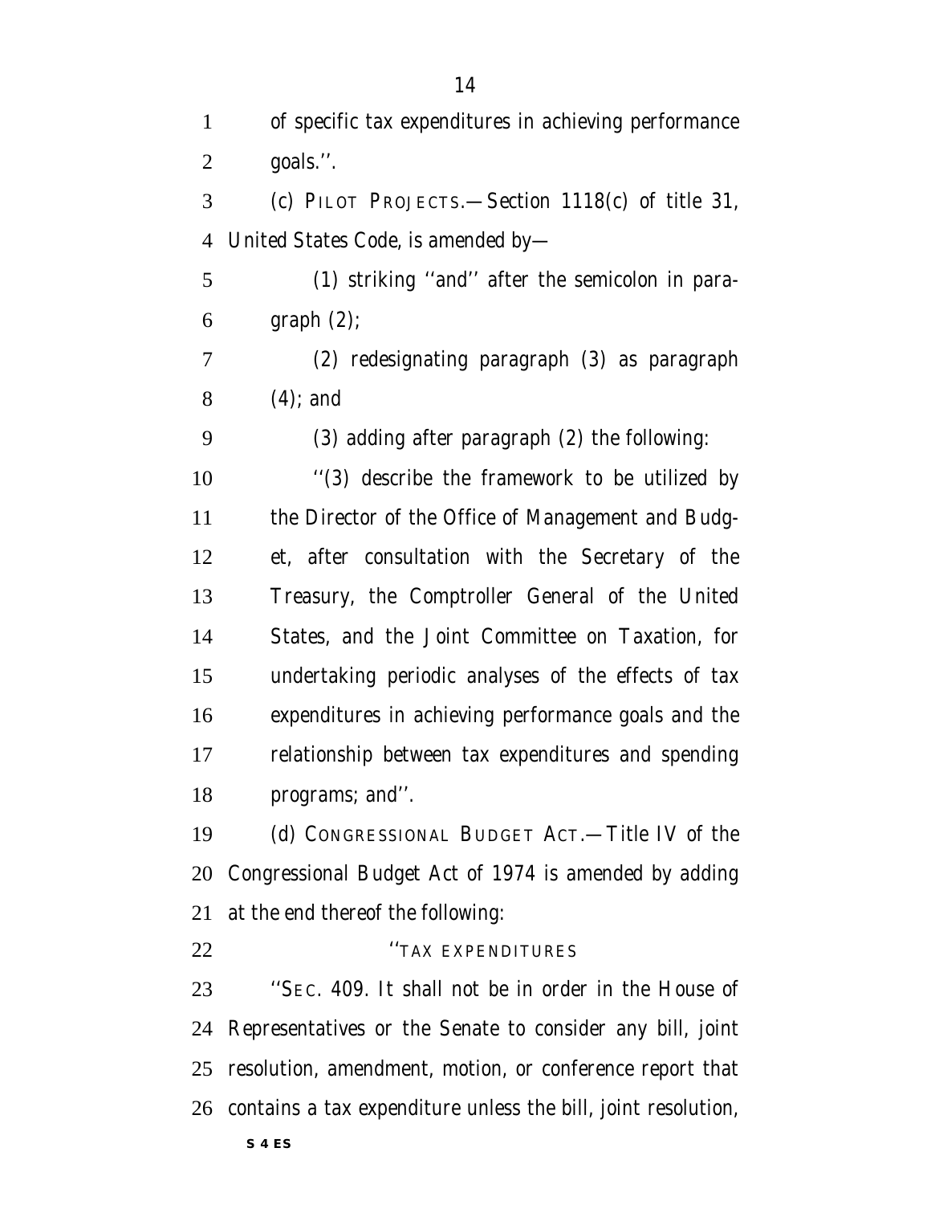of specific tax expenditures in achieving performance goals.''.

(c) PILOT PROJECTS.—Section 1118(c) of title 31, United States Code, is amended by—

(1) striking ''and'' after the semicolon in paragraph (2);

(2) redesignating paragraph (3) as paragraph (4); and

(3) adding after paragraph (2) the following:

''(3) describe the framework to be utilized by the Director of the Office of Management and Budget, after consultation with the Secretary of the Treasury, the Comptroller General of the United States, and the Joint Committee on Taxation, for undertaking periodic analyses of the effects of tax expenditures in achieving performance goals and the relationship between tax expenditures and spending programs; and''.

(d) CONGRESSIONAL BUDGET ACT.—Title IV of the Congressional Budget Act of 1974 is amended by adding at the end thereof the following:

''TAX EXPENDITURES

''SEC. 409. It shall not be in order in the House of Representatives or the Senate to consider any bill, joint resolution, amendment, motion, or conference report that contains a tax expenditure unless the bill, joint resolution,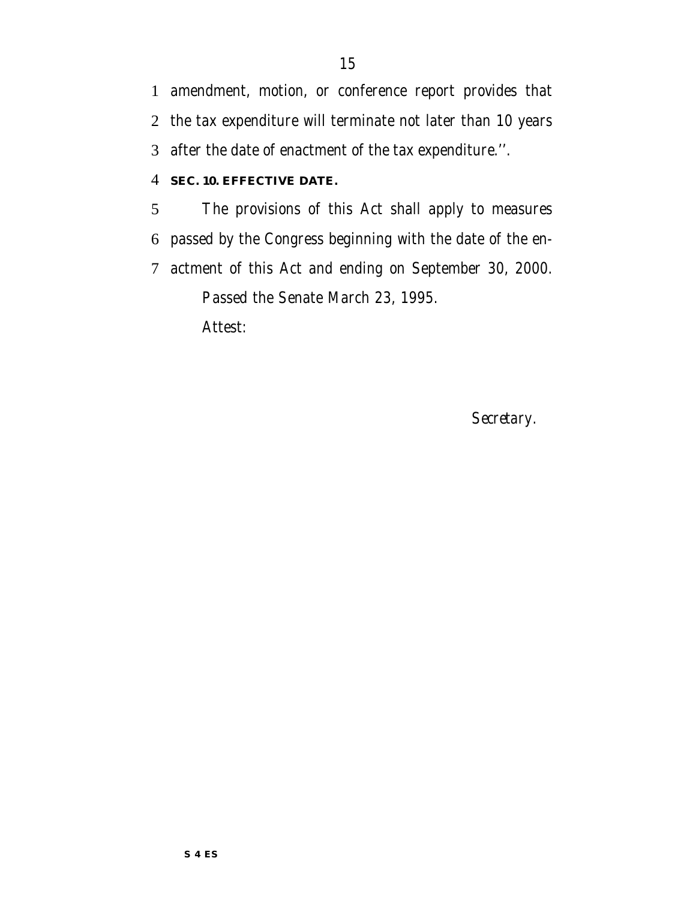amendment, motion, or conference report provides that the tax expenditure will terminate not later than 10 years after the date of enactment of the tax expenditure.''.

**SEC. 10. EFFECTIVE DATE.**

The provisions of this Act shall apply to measures passed by the Congress beginning with the date of the enactment of this Act and ending on September 30, 2000.

Passed the Senate March 23, 1995.

Attest:

*Secretary.*

**S 4 ES**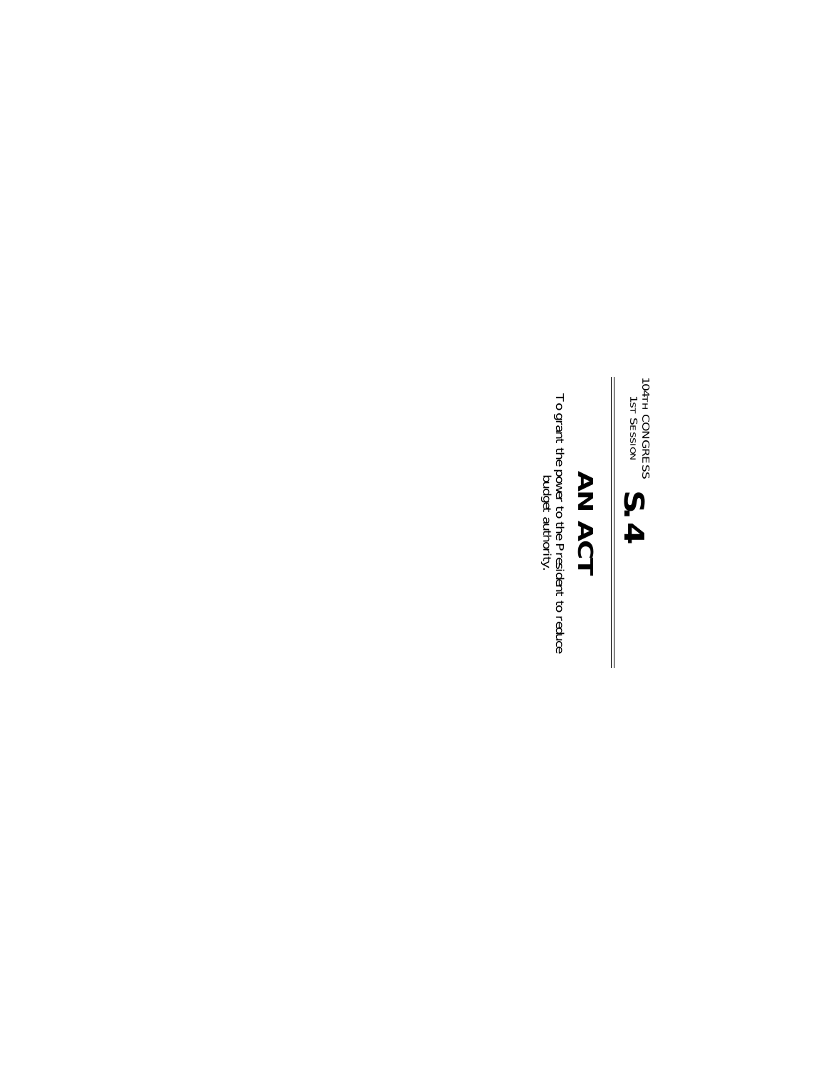104TH CONGRESS
1ST SESSION

# S. 4

# AN ACT

To grant the power to the President to reduce budget authority.